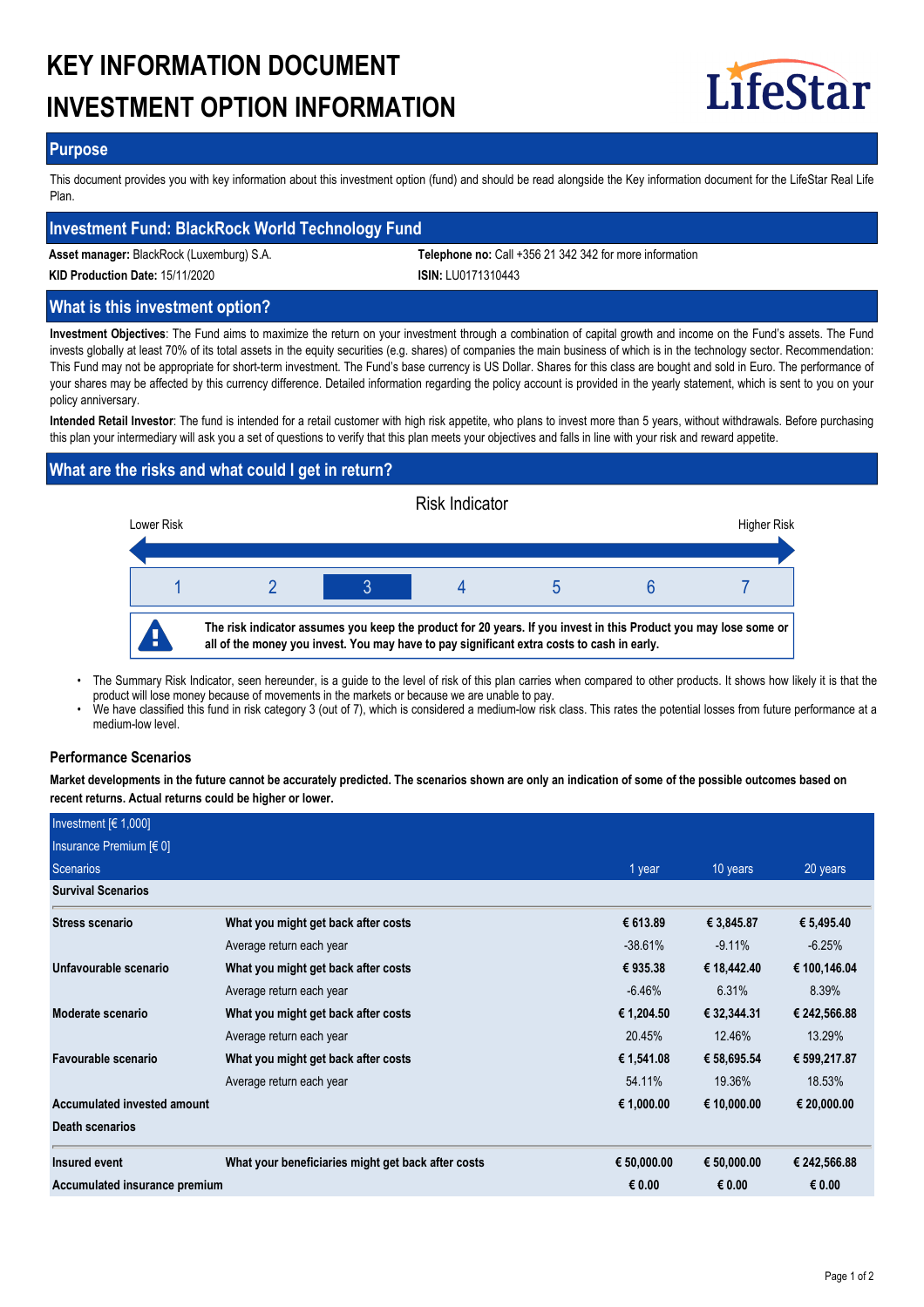# KEY INFORMATION DOCUMENT
# INVESTMENT OPTION INFORMATION

LifeStar

## Purpose

This document provides you with key information about this investment option (fund) and should be read alongside the Key information document for the LifeStar Real Life Plan.

## Investment Fund: BlackRock World Technology Fund

**Asset manager:** BlackRock (Luxemburg) S.A.

**Telephone no:** Call +356 21 342 342 for more information

**KID Production Date:** 15/11/2020

**ISIN:** LU0171310443

## What is this investment option?

**Investment Objectives**: The Fund aims to maximize the return on your investment through a combination of capital growth and income on the Fund's assets. The Fund invests globally at least 70% of its total assets in the equity securities (e.g. shares) of companies the main business of which is in the technology sector. Recommendation: This Fund may not be appropriate for short-term investment. The Fund's base currency is US Dollar. Shares for this class are bought and sold in Euro. The performance of your shares may be affected by this currency difference. Detailed information regarding the policy account is provided in the yearly statement, which is sent to you on your policy anniversary.

**Intended Retail Investor**: The fund is intended for a retail customer with high risk appetite, who plans to invest more than 5 years, without withdrawals. Before purchasing this plan your intermediary will ask you a set of questions to verify that this plan meets your objectives and falls in line with your risk and reward appetite.

## What are the risks and what could I get in return?

Risk Indicator

Lower Risk — Higher Risk

| 1 | 2 | **3** | 4 | 5 | 6 | 7 |
|---|---|---|---|---|---|---|

**The risk indicator assumes you keep the product for 20 years. If you invest in this Product you may lose some or all of the money you invest. You may have to pay significant extra costs to cash in early.**

- The Summary Risk Indicator, seen hereunder, is a guide to the level of risk of this plan carries when compared to other products. It shows how likely it is that the product will lose money because of movements in the markets or because we are unable to pay.
- We have classified this fund in risk category 3 (out of 7), which is considered a medium-low risk class. This rates the potential losses from future performance at a medium-low level.

### Performance Scenarios

**Market developments in the future cannot be accurately predicted. The scenarios shown are only an indication of some of the possible outcomes based on recent returns. Actual returns could be higher or lower.**

| Investment [€ 1,000]<br>Insurance Premium [€ 0]<br>Scenarios | | 1 year | 10 years | 20 years |
|---|---|---|---|---|
| **Survival Scenarios** | | | | |
| **Stress scenario** | **What you might get back after costs** | **€ 613.89** | **€ 3,845.87** | **€ 5,495.40** |
| | Average return each year | -38.61% | -9.11% | -6.25% |
| **Unfavourable scenario** | **What you might get back after costs** | **€ 935.38** | **€ 18,442.40** | **€ 100,146.04** |
| | Average return each year | -6.46% | 6.31% | 8.39% |
| **Moderate scenario** | **What you might get back after costs** | **€ 1,204.50** | **€ 32,344.31** | **€ 242,566.88** |
| | Average return each year | 20.45% | 12.46% | 13.29% |
| **Favourable scenario** | **What you might get back after costs** | **€ 1,541.08** | **€ 58,695.54** | **€ 599,217.87** |
| | Average return each year | 54.11% | 19.36% | 18.53% |
| **Accumulated invested amount** | | **€ 1,000.00** | **€ 10,000.00** | **€ 20,000.00** |
| **Death scenarios** | | | | |
| **Insured event** | **What your beneficiaries might get back after costs** | **€ 50,000.00** | **€ 50,000.00** | **€ 242,566.88** |
| **Accumulated insurance premium** | | **€ 0.00** | **€ 0.00** | **€ 0.00** |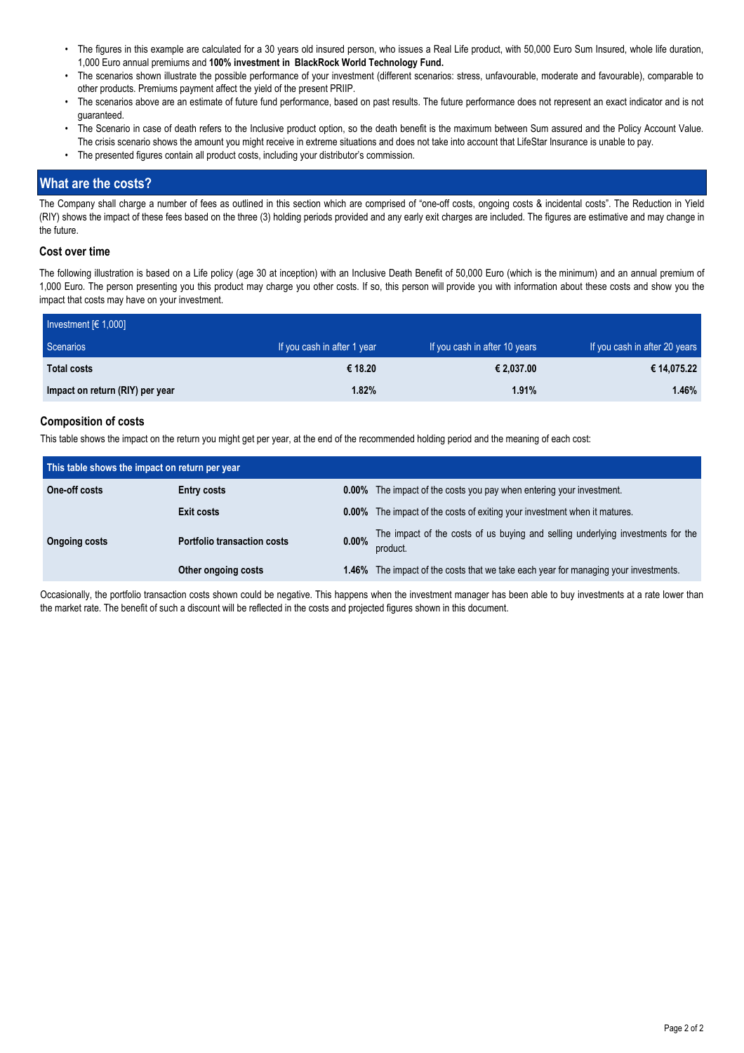- The figures in this example are calculated for a 30 years old insured person, who issues a Real Life product, with 50,000 Euro Sum Insured, whole life duration, 1,000 Euro annual premiums and **100% investment in BlackRock World Technology Fund.**
- The scenarios shown illustrate the possible performance of your investment (different scenarios: stress, unfavourable, moderate and favourable), comparable to other products. Premiums payment affect the yield of the present PRIIP.
- The scenarios above are an estimate of future fund performance, based on past results. The future performance does not represent an exact indicator and is not guaranteed.
- The Scenario in case of death refers to the Inclusive product option, so the death benefit is the maximum between Sum assured and the Policy Account Value. The crisis scenario shows the amount you might receive in extreme situations and does not take into account that LifeStar Insurance is unable to pay.
- The presented figures contain all product costs, including your distributor's commission.

## What are the costs?

The Company shall charge a number of fees as outlined in this section which are comprised of "one-off costs, ongoing costs & incidental costs". The Reduction in Yield (RIY) shows the impact of these fees based on the three (3) holding periods provided and any early exit charges are included. The figures are estimative and may change in the future.

### Cost over time

The following illustration is based on a Life policy (age 30 at inception) with an Inclusive Death Benefit of 50,000 Euro (which is the minimum) and an annual premium of 1,000 Euro. The person presenting you this product may charge you other costs. If so, this person will provide you with information about these costs and show you the impact that costs may have on your investment.

| Investment [€ 1,000] | | | |
|---|---|---|---|
| Scenarios | If you cash in after 1 year | If you cash in after 10 years | If you cash in after 20 years |
| **Total costs** | **€ 18.20** | **€ 2,037.00** | **€ 14,075.22** |
| **Impact on return (RIY) per year** | **1.82%** | **1.91%** | **1.46%** |

### Composition of costs

This table shows the impact on the return you might get per year, at the end of the recommended holding period and the meaning of each cost:

| This table shows the impact on return per year | | | |
|---|---|---|---|
| **One-off costs** | **Entry costs** | **0.00%** | The impact of the costs you pay when entering your investment. |
| | **Exit costs** | **0.00%** | The impact of the costs of exiting your investment when it matures. |
| **Ongoing costs** | **Portfolio transaction costs** | **0.00%** | The impact of the costs of us buying and selling underlying investments for the product. |
| | **Other ongoing costs** | **1.46%** | The impact of the costs that we take each year for managing your investments. |

Occasionally, the portfolio transaction costs shown could be negative. This happens when the investment manager has been able to buy investments at a rate lower than the market rate. The benefit of such a discount will be reflected in the costs and projected figures shown in this document.